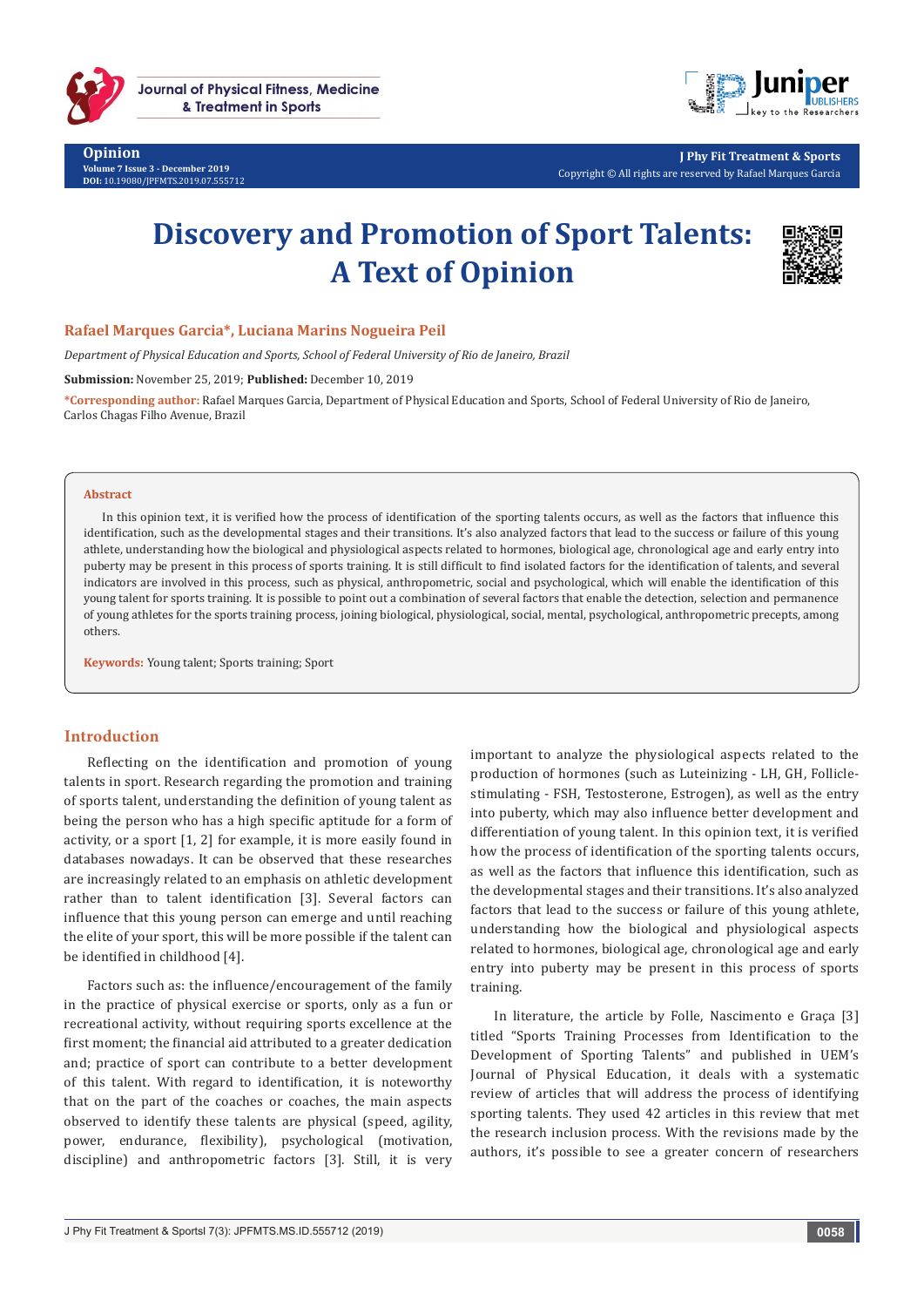Opinion
Volume 7 Issue 3 - December 2019
DOI: 10.19080/JPFMTS.2019.07.555712

J Phy Fit Treatment & Sports
Copyright © All rights are reserved by Rafael Marques Garcia

# Discovery and Promotion of Sport Talents: A Text of Opinion

**Rafael Marques Garcia\*, Luciana Marins Nogueira Peil**

*Department of Physical Education and Sports, School of Federal University of Rio de Janeiro, Brazil*

**Submission:** November 25, 2019; **Published:** December 10, 2019

**\*Corresponding author:** Rafael Marques Garcia, Department of Physical Education and Sports, School of Federal University of Rio de Janeiro, Carlos Chagas Filho Avenue, Brazil

## Abstract

In this opinion text, it is verified how the process of identification of the sporting talents occurs, as well as the factors that influence this identification, such as the developmental stages and their transitions. It's also analyzed factors that lead to the success or failure of this young athlete, understanding how the biological and physiological aspects related to hormones, biological age, chronological age and early entry into puberty may be present in this process of sports training. It is still difficult to find isolated factors for the identification of talents, and several indicators are involved in this process, such as physical, anthropometric, social and psychological, which will enable the identification of this young talent for sports training. It is possible to point out a combination of several factors that enable the detection, selection and permanence of young athletes for the sports training process, joining biological, physiological, social, mental, psychological, anthropometric precepts, among others.

**Keywords:** Young talent; Sports training; Sport

## Introduction

Reflecting on the identification and promotion of young talents in sport. Research regarding the promotion and training of sports talent, understanding the definition of young talent as being the person who has a high specific aptitude for a form of activity, or a sport [1, 2] for example, it is more easily found in databases nowadays. It can be observed that these researches are increasingly related to an emphasis on athletic development rather than to talent identification [3]. Several factors can influence that this young person can emerge and until reaching the elite of your sport, this will be more possible if the talent can be identified in childhood [4].

Factors such as: the influence/encouragement of the family in the practice of physical exercise or sports, only as a fun or recreational activity, without requiring sports excellence at the first moment; the financial aid attributed to a greater dedication and; practice of sport can contribute to a better development of this talent. With regard to identification, it is noteworthy that on the part of the coaches or coaches, the main aspects observed to identify these talents are physical (speed, agility, power, endurance, flexibility), psychological (motivation, discipline) and anthropometric factors [3]. Still, it is very important to analyze the physiological aspects related to the production of hormones (such as Luteinizing - LH, GH, Follicle-stimulating - FSH, Testosterone, Estrogen), as well as the entry into puberty, which may also influence better development and differentiation of young talent. In this opinion text, it is verified how the process of identification of the sporting talents occurs, as well as the factors that influence this identification, such as the developmental stages and their transitions. It's also analyzed factors that lead to the success or failure of this young athlete, understanding how the biological and physiological aspects related to hormones, biological age, chronological age and early entry into puberty may be present in this process of sports training.

In literature, the article by Folle, Nascimento e Graça [3] titled "Sports Training Processes from Identification to the Development of Sporting Talents" and published in UEM's Journal of Physical Education, it deals with a systematic review of articles that will address the process of identifying sporting talents. They used 42 articles in this review that met the research inclusion process. With the revisions made by the authors, it's possible to see a greater concern of researchers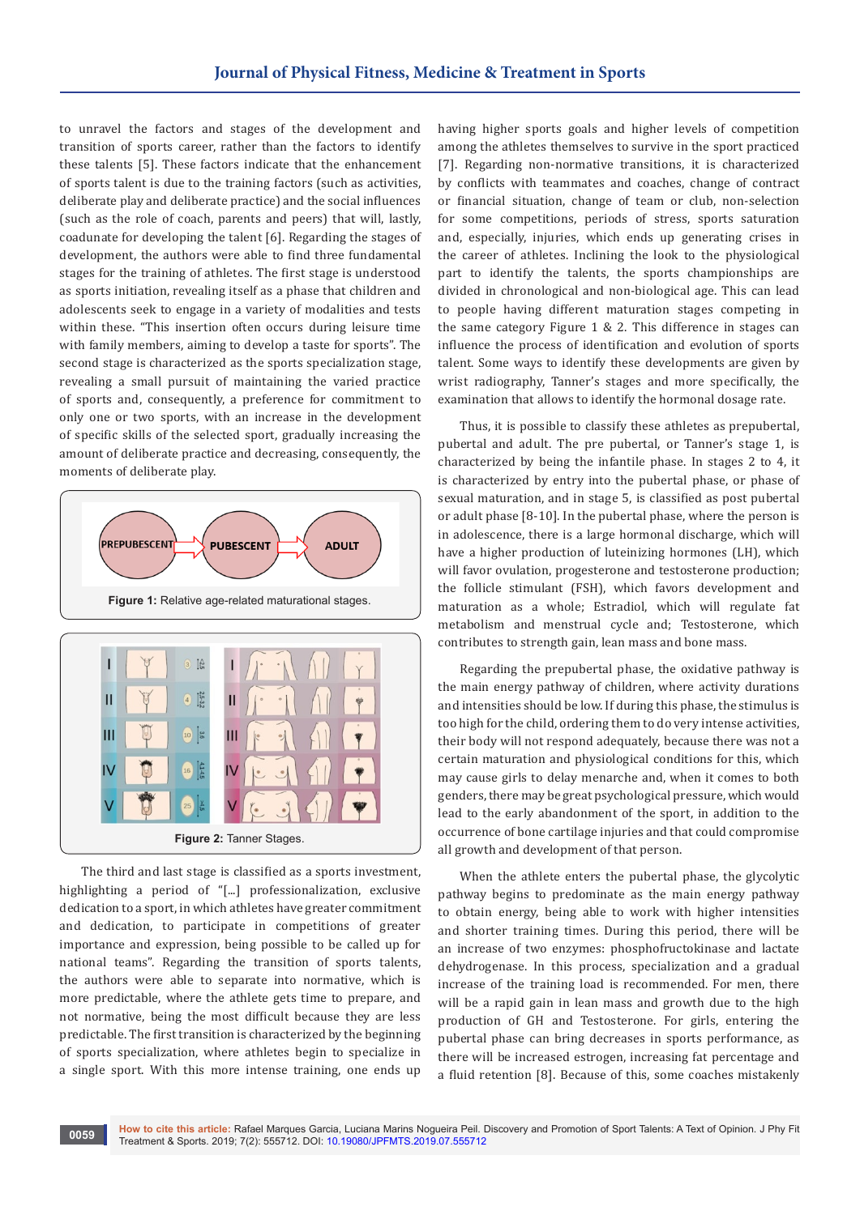to unravel the factors and stages of the development and transition of sports career, rather than the factors to identify these talents [5]. These factors indicate that the enhancement of sports talent is due to the training factors (such as activities, deliberate play and deliberate practice) and the social influences (such as the role of coach, parents and peers) that will, lastly, coadunate for developing the talent [6]. Regarding the stages of development, the authors were able to find three fundamental stages for the training of athletes. The first stage is understood as sports initiation, revealing itself as a phase that children and adolescents seek to engage in a variety of modalities and tests within these. "This insertion often occurs during leisure time with family members, aiming to develop a taste for sports". The second stage is characterized as the sports specialization stage, revealing a small pursuit of maintaining the varied practice of sports and, consequently, a preference for commitment to only one or two sports, with an increase in the development of specific skills of the selected sport, gradually increasing the amount of deliberate practice and decreasing, consequently, the moments of deliberate play.

Figure 1: Relative age-related maturational stages.

Figure 2: Tanner Stages.

The third and last stage is classified as a sports investment, highlighting a period of "[...] professionalization, exclusive dedication to a sport, in which athletes have greater commitment and dedication, to participate in competitions of greater importance and expression, being possible to be called up for national teams". Regarding the transition of sports talents, the authors were able to separate into normative, which is more predictable, where the athlete gets time to prepare, and not normative, being the most difficult because they are less predictable. The first transition is characterized by the beginning of sports specialization, where athletes begin to specialize in a single sport. With this more intense training, one ends up having higher sports goals and higher levels of competition among the athletes themselves to survive in the sport practiced [7]. Regarding non-normative transitions, it is characterized by conflicts with teammates and coaches, change of contract or financial situation, change of team or club, non-selection for some competitions, periods of stress, sports saturation and, especially, injuries, which ends up generating crises in the career of athletes. Inclining the look to the physiological part to identify the talents, the sports championships are divided in chronological and non-biological age. This can lead to people having different maturation stages competing in the same category Figure 1 & 2. This difference in stages can influence the process of identification and evolution of sports talent. Some ways to identify these developments are given by wrist radiography, Tanner's stages and more specifically, the examination that allows to identify the hormonal dosage rate.

Thus, it is possible to classify these athletes as prepubertal, pubertal and adult. The pre pubertal, or Tanner's stage 1, is characterized by being the infantile phase. In stages 2 to 4, it is characterized by entry into the pubertal phase, or phase of sexual maturation, and in stage 5, is classified as post pubertal or adult phase [8-10]. In the pubertal phase, where the person is in adolescence, there is a large hormonal discharge, which will have a higher production of luteinizing hormones (LH), which will favor ovulation, progesterone and testosterone production; the follicle stimulant (FSH), which favors development and maturation as a whole; Estradiol, which will regulate fat metabolism and menstrual cycle and; Testosterone, which contributes to strength gain, lean mass and bone mass.

Regarding the prepubertal phase, the oxidative pathway is the main energy pathway of children, where activity durations and intensities should be low. If during this phase, the stimulus is too high for the child, ordering them to do very intense activities, their body will not respond adequately, because there was not a certain maturation and physiological conditions for this, which may cause girls to delay menarche and, when it comes to both genders, there may be great psychological pressure, which would lead to the early abandonment of the sport, in addition to the occurrence of bone cartilage injuries and that could compromise all growth and development of that person.

When the athlete enters the pubertal phase, the glycolytic pathway begins to predominate as the main energy pathway to obtain energy, being able to work with higher intensities and shorter training times. During this period, there will be an increase of two enzymes: phosphofructokinase and lactate dehydrogenase. In this process, specialization and a gradual increase of the training load is recommended. For men, there will be a rapid gain in lean mass and growth due to the high production of GH and Testosterone. For girls, entering the pubertal phase can bring decreases in sports performance, as there will be increased estrogen, increasing fat percentage and a fluid retention [8]. Because of this, some coaches mistakenly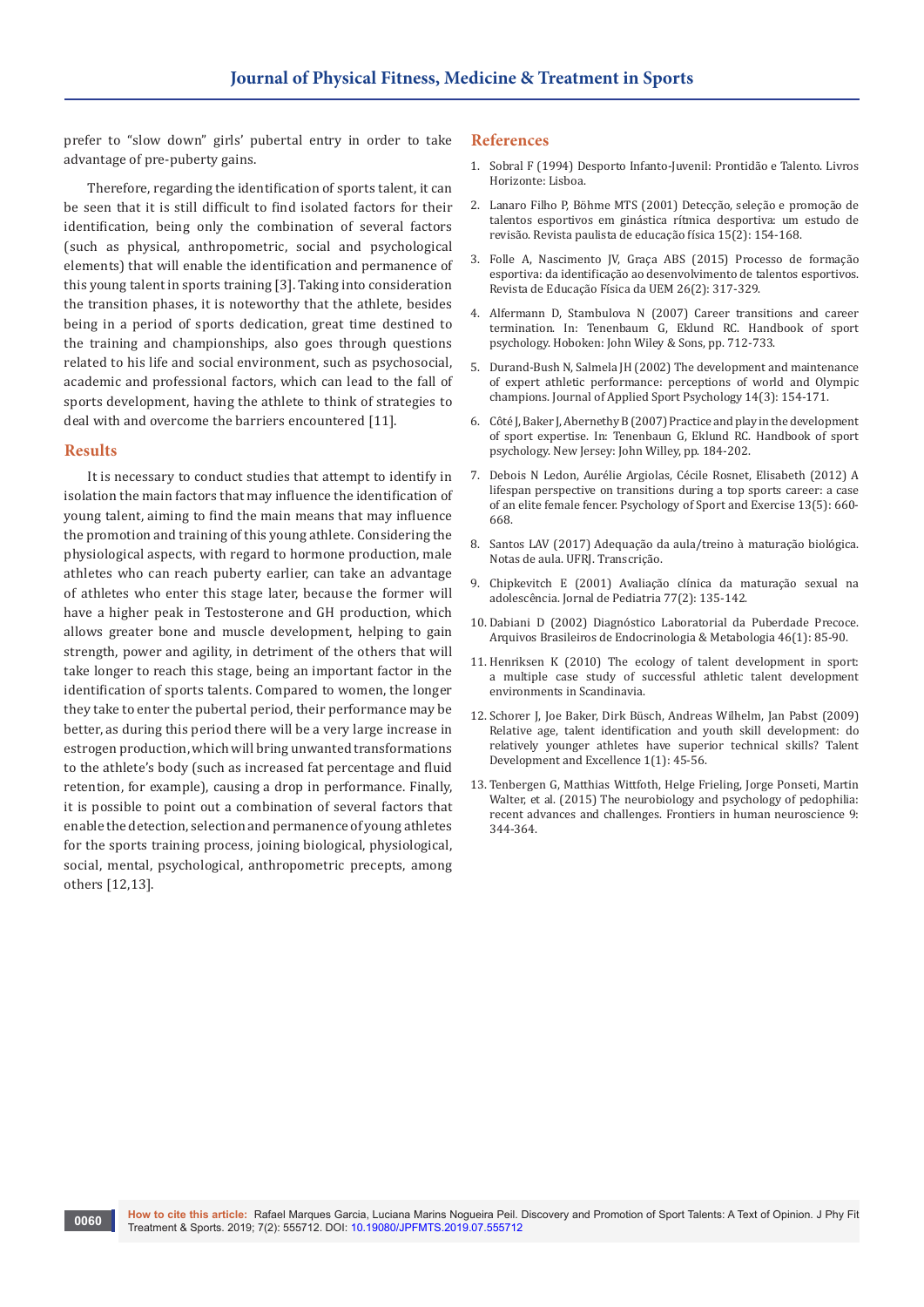prefer to "slow down" girls' pubertal entry in order to take advantage of pre-puberty gains.

Therefore, regarding the identification of sports talent, it can be seen that it is still difficult to find isolated factors for their identification, being only the combination of several factors (such as physical, anthropometric, social and psychological elements) that will enable the identification and permanence of this young talent in sports training [3]. Taking into consideration the transition phases, it is noteworthy that the athlete, besides being in a period of sports dedication, great time destined to the training and championships, also goes through questions related to his life and social environment, such as psychosocial, academic and professional factors, which can lead to the fall of sports development, having the athlete to think of strategies to deal with and overcome the barriers encountered [11].

## Results

It is necessary to conduct studies that attempt to identify in isolation the main factors that may influence the identification of young talent, aiming to find the main means that may influence the promotion and training of this young athlete. Considering the physiological aspects, with regard to hormone production, male athletes who can reach puberty earlier, can take an advantage of athletes who enter this stage later, because the former will have a higher peak in Testosterone and GH production, which allows greater bone and muscle development, helping to gain strength, power and agility, in detriment of the others that will take longer to reach this stage, being an important factor in the identification of sports talents. Compared to women, the longer they take to enter the pubertal period, their performance may be better, as during this period there will be a very large increase in estrogen production, which will bring unwanted transformations to the athlete's body (such as increased fat percentage and fluid retention, for example), causing a drop in performance. Finally, it is possible to point out a combination of several factors that enable the detection, selection and permanence of young athletes for the sports training process, joining biological, physiological, social, mental, psychological, anthropometric precepts, among others [12,13].

## References

1. Sobral F (1994) Desporto Infanto-Juvenil: Prontidão e Talento. Livros Horizonte: Lisboa.
2. Lanaro Filho P, Böhme MTS (2001) Detecção, seleção e promoção de talentos esportivos em ginástica rítmica desportiva: um estudo de revisão. Revista paulista de educação física 15(2): 154-168.
3. Folle A, Nascimento JV, Graça ABS (2015) Processo de formação esportiva: da identificação ao desenvolvimento de talentos esportivos. Revista de Educação Física da UEM 26(2): 317-329.
4. Alfermann D, Stambulova N (2007) Career transitions and career termination. In: Tenenbaum G, Eklund RC. Handbook of sport psychology. Hoboken: John Wiley & Sons, pp. 712-733.
5. Durand-Bush N, Salmela JH (2002) The development and maintenance of expert athletic performance: perceptions of world and Olympic champions. Journal of Applied Sport Psychology 14(3): 154-171.
6. Côté J, Baker J, Abernethy B (2007) Practice and play in the development of sport expertise. In: Tenenbaun G, Eklund RC. Handbook of sport psychology. New Jersey: John Willey, pp. 184-202.
7. Debois N Ledon, Aurélie Argiolas, Cécile Rosnet, Elisabeth (2012) A lifespan perspective on transitions during a top sports career: a case of an elite female fencer. Psychology of Sport and Exercise 13(5): 660-668.
8. Santos LAV (2017) Adequação da aula/treino à maturação biológica. Notas de aula. UFRJ. Transcrição.
9. Chipkevitch E (2001) Avaliação clínica da maturação sexual na adolescência. Jornal de Pediatria 77(2): 135-142.
10. Dabiani D (2002) Diagnóstico Laboratorial da Puberdade Precoce. Arquivos Brasileiros de Endocrinologia & Metabologia 46(1): 85-90.
11. Henriksen K (2010) The ecology of talent development in sport: a multiple case study of successful athletic talent development environments in Scandinavia.
12. Schorer J, Joe Baker, Dirk Büsch, Andreas Wilhelm, Jan Pabst (2009) Relative age, talent identification and youth skill development: do relatively younger athletes have superior technical skills? Talent Development and Excellence 1(1): 45-56.
13. Tenbergen G, Matthias Wittfoth, Helge Frieling, Jorge Ponseti, Martin Walter, et al. (2015) The neurobiology and psychology of pedophilia: recent advances and challenges. Frontiers in human neuroscience 9: 344-364.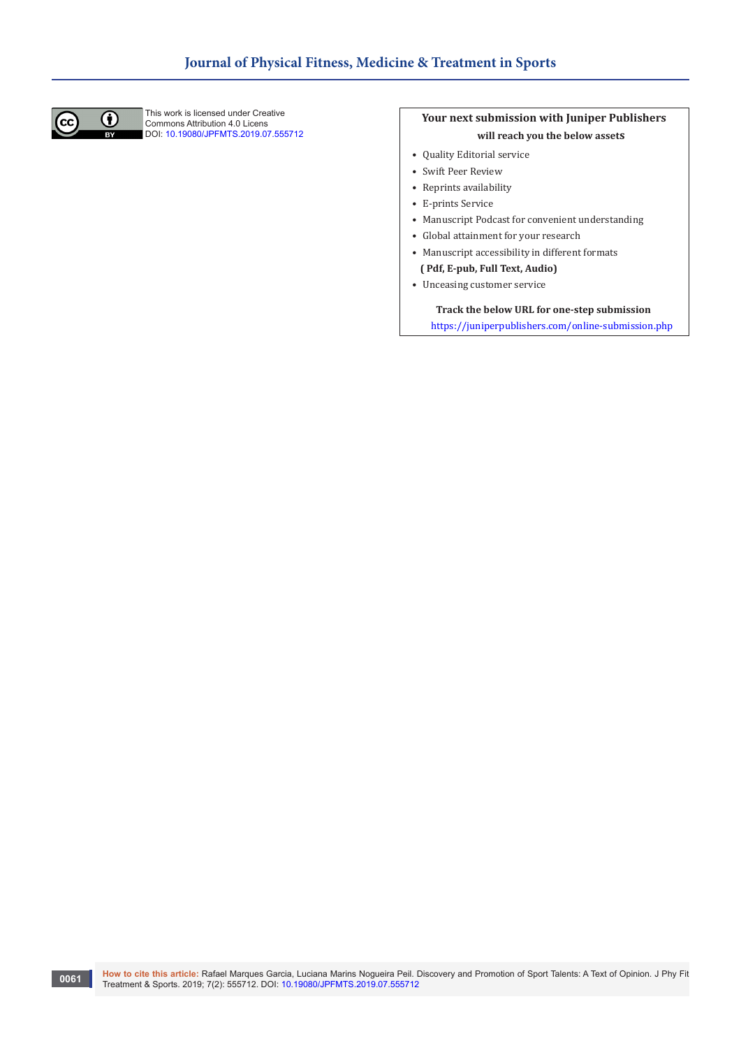This work is licensed under Creative Commons Attribution 4.0 Licens
DOI: 10.19080/JPFMTS.2019.07.555712

**Your next submission with Juniper Publishers**

**will reach you the below assets**

- Quality Editorial service
- Swift Peer Review
- Reprints availability
- E-prints Service
- Manuscript Podcast for convenient understanding
- Global attainment for your research
- Manuscript accessibility in different formats

**( Pdf, E-pub, Full Text, Audio)**

- Unceasing customer service

**Track the below URL for one-step submission**

https://juniperpublishers.com/online-submission.php

**How to cite this article:** Rafael Marques Garcia, Luciana Marins Nogueira Peil. Discovery and Promotion of Sport Talents: A Text of Opinion. J Phy Fit Treatment & Sports. 2019; 7(2): 555712. DOI: 10.19080/JPFMTS.2019.07.555712